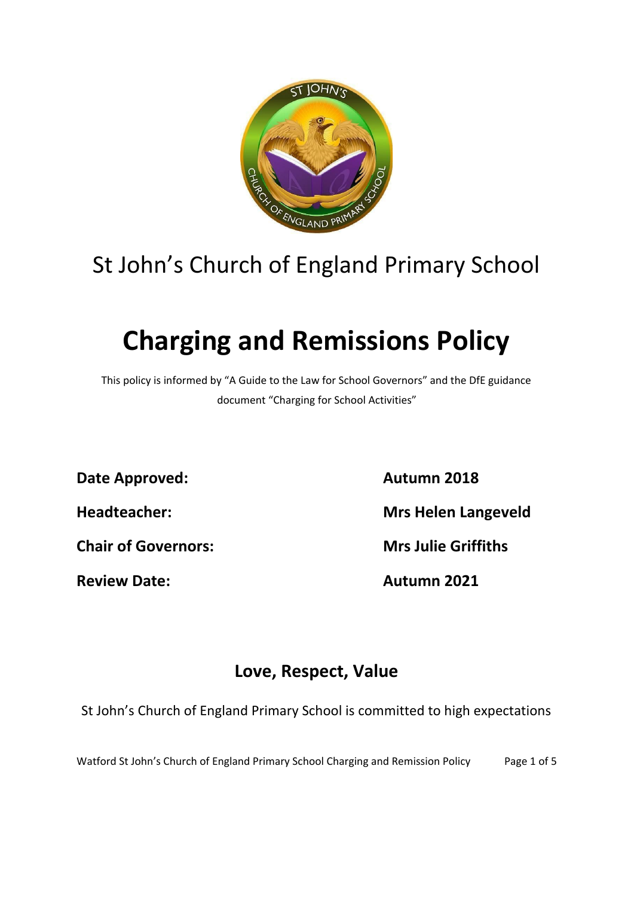St John's Church of England Primary School

# Charging and Remissions Policy

This policy is informed by "A Guide to the Law for School Governors" and the DfE guidance document "Charging for School Activities"

| | |
|---|---|
| **Date Approved:** | **Autumn 2018** |
| **Headteacher:** | **Mrs Helen Langeveld** |
| **Chair of Governors:** | **Mrs Julie Griffiths** |
| **Review Date:** | **Autumn 2021** |

## Love, Respect, Value

St John's Church of England Primary School is committed to high expectations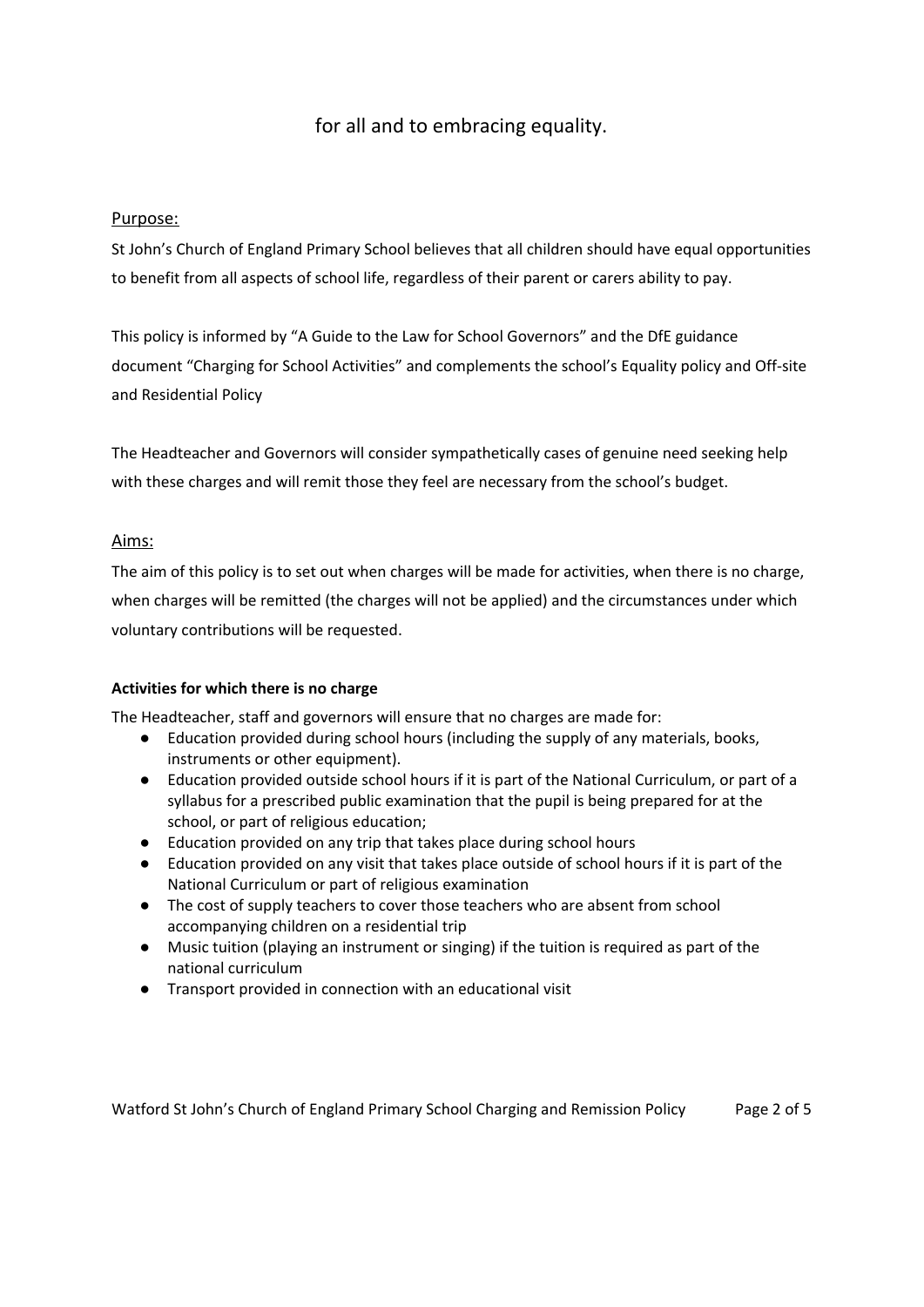for all and to embracing equality.

## Purpose:

St John's Church of England Primary School believes that all children should have equal opportunities to benefit from all aspects of school life, regardless of their parent or carers ability to pay.

This policy is informed by "A Guide to the Law for School Governors" and the DfE guidance document "Charging for School Activities" and complements the school's Equality policy and Off-site and Residential Policy

The Headteacher and Governors will consider sympathetically cases of genuine need seeking help with these charges and will remit those they feel are necessary from the school's budget.

## Aims:

The aim of this policy is to set out when charges will be made for activities, when there is no charge, when charges will be remitted (the charges will not be applied) and the circumstances under which voluntary contributions will be requested.

**Activities for which there is no charge**

The Headteacher, staff and governors will ensure that no charges are made for:

- Education provided during school hours (including the supply of any materials, books, instruments or other equipment).
- Education provided outside school hours if it is part of the National Curriculum, or part of a syllabus for a prescribed public examination that the pupil is being prepared for at the school, or part of religious education;
- Education provided on any trip that takes place during school hours
- Education provided on any visit that takes place outside of school hours if it is part of the National Curriculum or part of religious examination
- The cost of supply teachers to cover those teachers who are absent from school accompanying children on a residential trip
- Music tuition (playing an instrument or singing) if the tuition is required as part of the national curriculum
- Transport provided in connection with an educational visit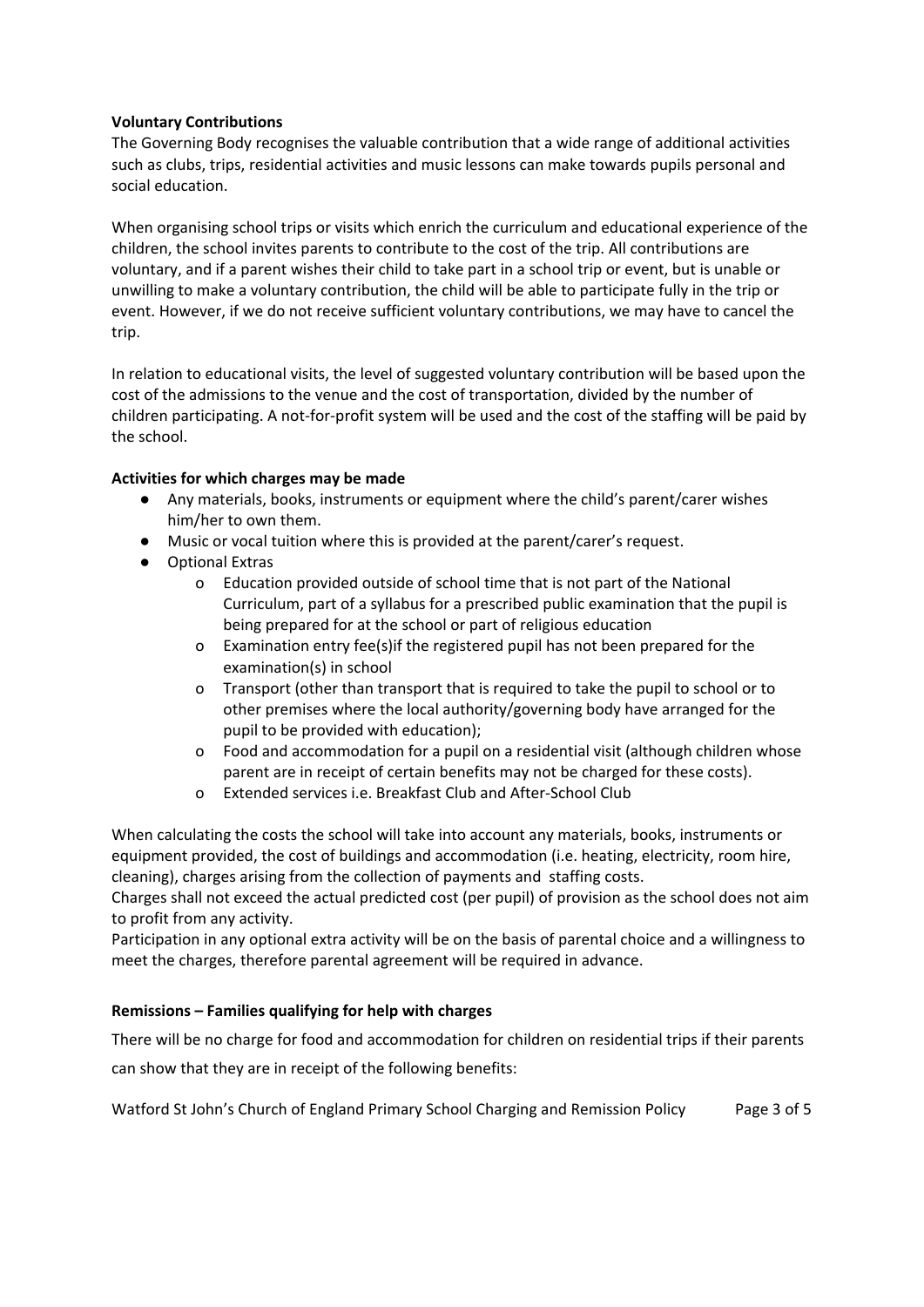**Voluntary Contributions**

The Governing Body recognises the valuable contribution that a wide range of additional activities such as clubs, trips, residential activities and music lessons can make towards pupils personal and social education.

When organising school trips or visits which enrich the curriculum and educational experience of the children, the school invites parents to contribute to the cost of the trip. All contributions are voluntary, and if a parent wishes their child to take part in a school trip or event, but is unable or unwilling to make a voluntary contribution, the child will be able to participate fully in the trip or event. However, if we do not receive sufficient voluntary contributions, we may have to cancel the trip.

In relation to educational visits, the level of suggested voluntary contribution will be based upon the cost of the admissions to the venue and the cost of transportation, divided by the number of children participating. A not-for-profit system will be used and the cost of the staffing will be paid by the school.

**Activities for which charges may be made**

- Any materials, books, instruments or equipment where the child's parent/carer wishes him/her to own them.
- Music or vocal tuition where this is provided at the parent/carer's request.
- Optional Extras
    - Education provided outside of school time that is not part of the National Curriculum, part of a syllabus for a prescribed public examination that the pupil is being prepared for at the school or part of religious education
    - Examination entry fee(s)if the registered pupil has not been prepared for the examination(s) in school
    - Transport (other than transport that is required to take the pupil to school or to other premises where the local authority/governing body have arranged for the pupil to be provided with education);
    - Food and accommodation for a pupil on a residential visit (although children whose parent are in receipt of certain benefits may not be charged for these costs).
    - Extended services i.e. Breakfast Club and After-School Club

When calculating the costs the school will take into account any materials, books, instruments or equipment provided, the cost of buildings and accommodation (i.e. heating, electricity, room hire, cleaning), charges arising from the collection of payments and staffing costs.
Charges shall not exceed the actual predicted cost (per pupil) of provision as the school does not aim to profit from any activity.
Participation in any optional extra activity will be on the basis of parental choice and a willingness to meet the charges, therefore parental agreement will be required in advance.

**Remissions – Families qualifying for help with charges**

There will be no charge for food and accommodation for children on residential trips if their parents can show that they are in receipt of the following benefits: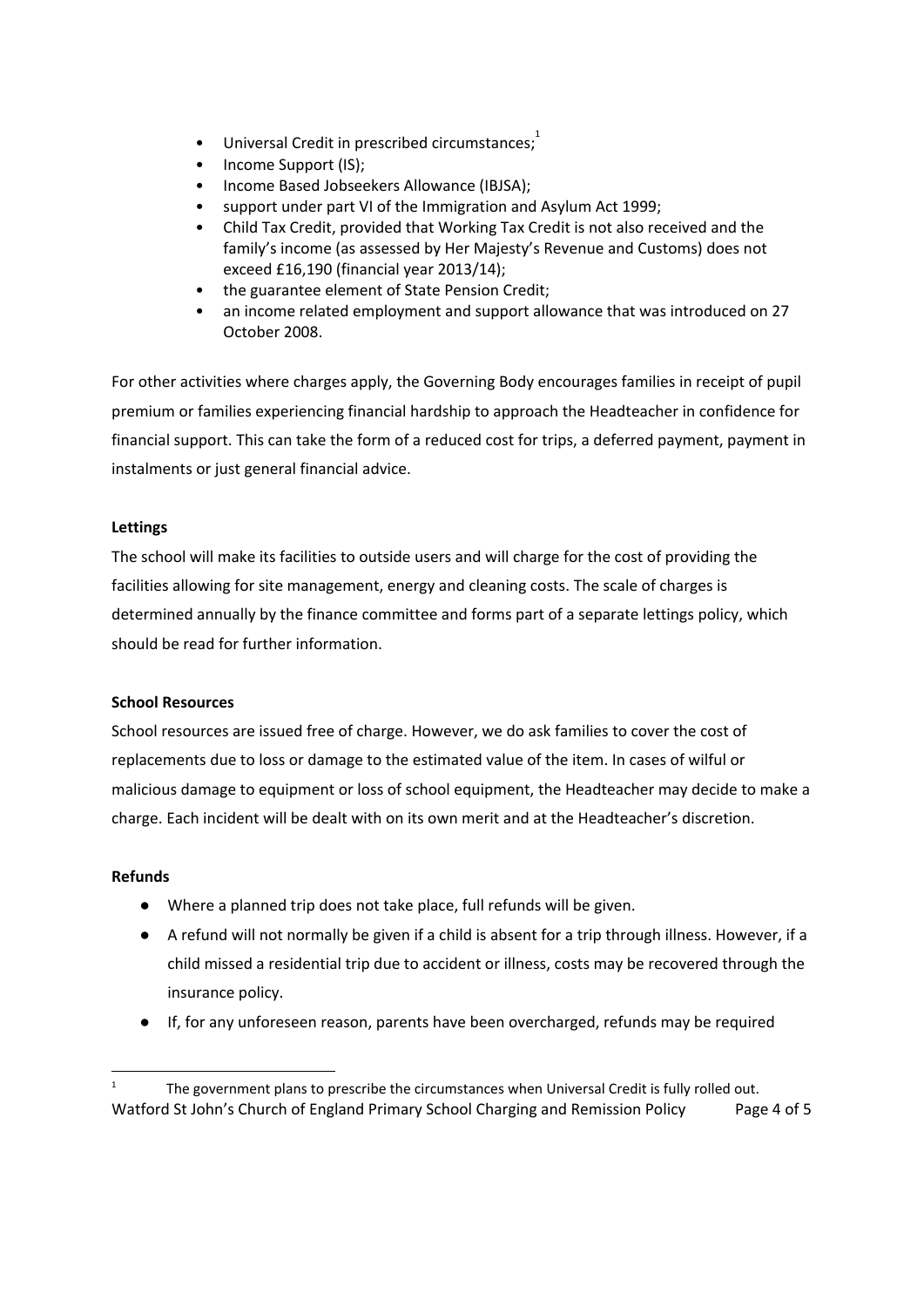- Universal Credit in prescribed circumstances;[1]
- Income Support (IS);
- Income Based Jobseekers Allowance (IBJSA);
- support under part VI of the Immigration and Asylum Act 1999;
- Child Tax Credit, provided that Working Tax Credit is not also received and the family's income (as assessed by Her Majesty's Revenue and Customs) does not exceed £16,190 (financial year 2013/14);
- the guarantee element of State Pension Credit;
- an income related employment and support allowance that was introduced on 27 October 2008.

For other activities where charges apply, the Governing Body encourages families in receipt of pupil premium or families experiencing financial hardship to approach the Headteacher in confidence for financial support. This can take the form of a reduced cost for trips, a deferred payment, payment in instalments or just general financial advice.

**Lettings**

The school will make its facilities to outside users and will charge for the cost of providing the facilities allowing for site management, energy and cleaning costs. The scale of charges is determined annually by the finance committee and forms part of a separate lettings policy, which should be read for further information.

**School Resources**

School resources are issued free of charge. However, we do ask families to cover the cost of replacements due to loss or damage to the estimated value of the item. In cases of wilful or malicious damage to equipment or loss of school equipment, the Headteacher may decide to make a charge. Each incident will be dealt with on its own merit and at the Headteacher's discretion.

**Refunds**

- Where a planned trip does not take place, full refunds will be given.
- A refund will not normally be given if a child is absent for a trip through illness. However, if a child missed a residential trip due to accident or illness, costs may be recovered through the insurance policy.
- If, for any unforeseen reason, parents have been overcharged, refunds may be required

[1] The government plans to prescribe the circumstances when Universal Credit is fully rolled out.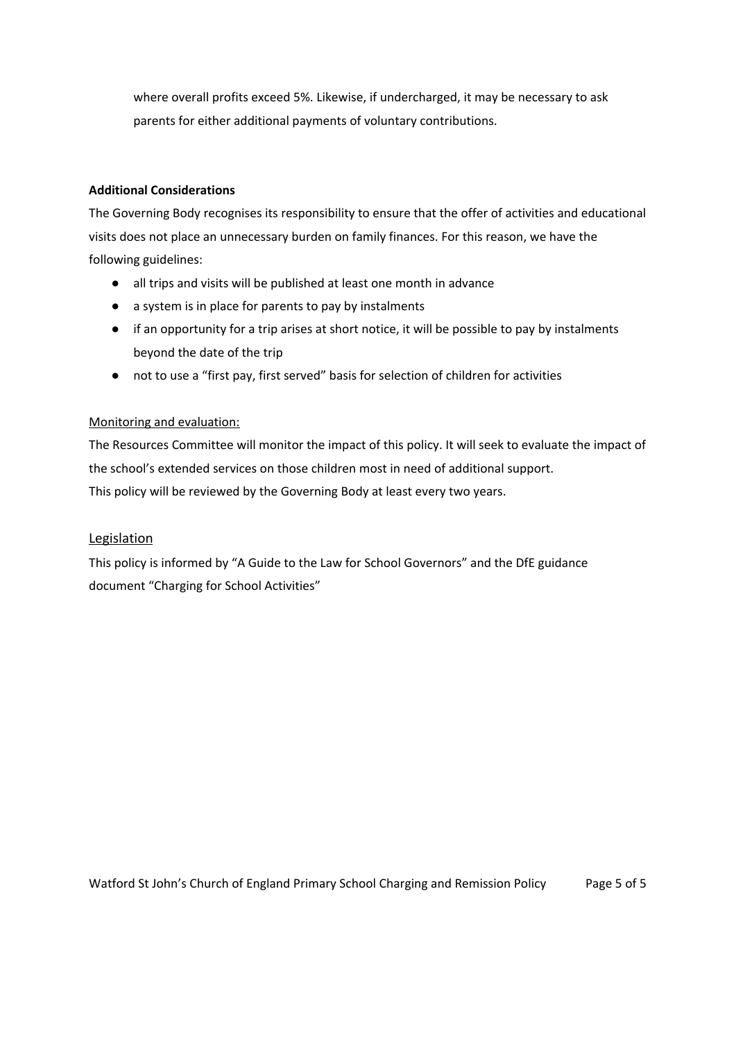where overall profits exceed 5%. Likewise, if undercharged, it may be necessary to ask parents for either additional payments of voluntary contributions.

**Additional Considerations**

The Governing Body recognises its responsibility to ensure that the offer of activities and educational visits does not place an unnecessary burden on family finances. For this reason, we have the following guidelines:

- all trips and visits will be published at least one month in advance
- a system is in place for parents to pay by instalments
- if an opportunity for a trip arises at short notice, it will be possible to pay by instalments beyond the date of the trip
- not to use a "first pay, first served" basis for selection of children for activities

Monitoring and evaluation:

The Resources Committee will monitor the impact of this policy. It will seek to evaluate the impact of the school's extended services on those children most in need of additional support.
This policy will be reviewed by the Governing Body at least every two years.

## Legislation

This policy is informed by "A Guide to the Law for School Governors" and the DfE guidance document "Charging for School Activities"